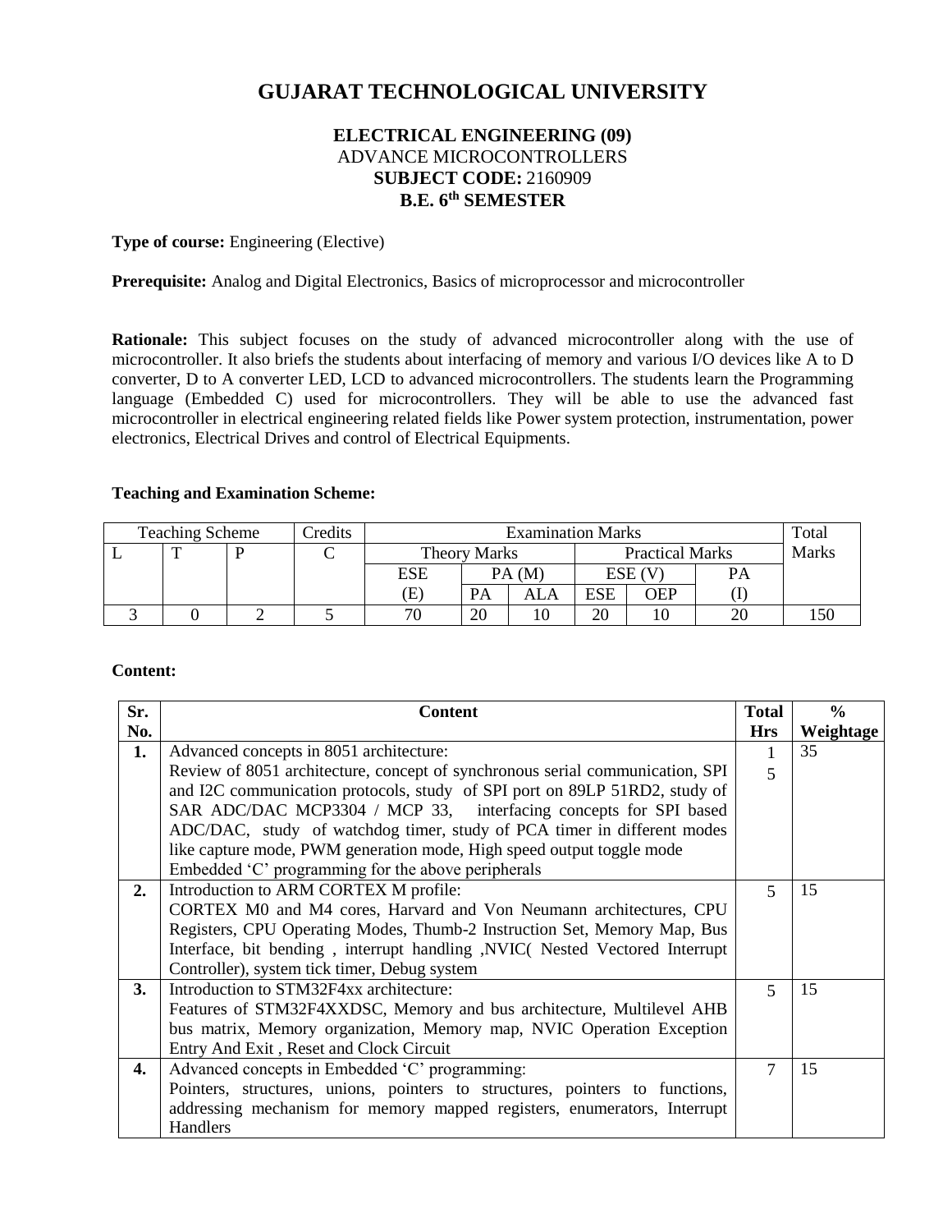# GUJARAT TECHNOLOGICAL UNIVERSITY

**ELECTRICAL ENGINEERING (09)**
ADVANCE MICROCONTROLLERS
**SUBJECT CODE:** 2160909
**B.E. 6th SEMESTER**

**Type of course:** Engineering (Elective)

**Prerequisite:** Analog and Digital Electronics, Basics of microprocessor and microcontroller

**Rationale:** This subject focuses on the study of advanced microcontroller along with the use of microcontroller. It also briefs the students about interfacing of memory and various I/O devices like A to D converter, D to A converter LED, LCD to advanced microcontrollers. The students learn the Programming language (Embedded C) used for microcontrollers. They will be able to use the advanced fast microcontroller in electrical engineering related fields like Power system protection, instrumentation, power electronics, Electrical Drives and control of Electrical Equipments.

**Teaching and Examination Scheme:**

| Teaching Scheme | | | Credits | Examination Marks | | | | | | Total Marks |
|---|---|---|---|---|---|---|---|---|---|---|
| | | | | Theory Marks | | | Practical Marks | | | |
| L | T | P | C | ESE | PA (M) | | ESE (V) | | PA | |
| | | | | (E) | PA | ALA | ESE | OEP | (I) | |
| 3 | 0 | 2 | 5 | 70 | 20 | 10 | 20 | 10 | 20 | 150 |

**Content:**

| Sr. No. | Content | Total Hrs | % Weightage |
|---|---|---|---|
| **1.** | Advanced concepts in 8051 architecture: Review of 8051 architecture, concept of synchronous serial communication, SPI and I2C communication protocols, study of SPI port on 89LP 51RD2, study of SAR ADC/DAC MCP3304 / MCP 33, interfacing concepts for SPI based ADC/DAC, study of watchdog timer, study of PCA timer in different modes like capture mode, PWM generation mode, High speed output toggle mode Embedded 'C' programming for the above peripherals | 15 | 35 |
| **2.** | Introduction to ARM CORTEX M profile: CORTEX M0 and M4 cores, Harvard and Von Neumann architectures, CPU Registers, CPU Operating Modes, Thumb-2 Instruction Set, Memory Map, Bus Interface, bit bending , interrupt handling ,NVIC( Nested Vectored Interrupt Controller), system tick timer, Debug system | 5 | 15 |
| **3.** | Introduction to STM32F4xx architecture: Features of STM32F4XXDSC, Memory and bus architecture, Multilevel AHB bus matrix, Memory organization, Memory map, NVIC Operation Exception Entry And Exit , Reset and Clock Circuit | 5 | 15 |
| **4.** | Advanced concepts in Embedded 'C' programming: Pointers, structures, unions, pointers to structures, pointers to functions, addressing mechanism for memory mapped registers, enumerators, Interrupt Handlers | 7 | 15 |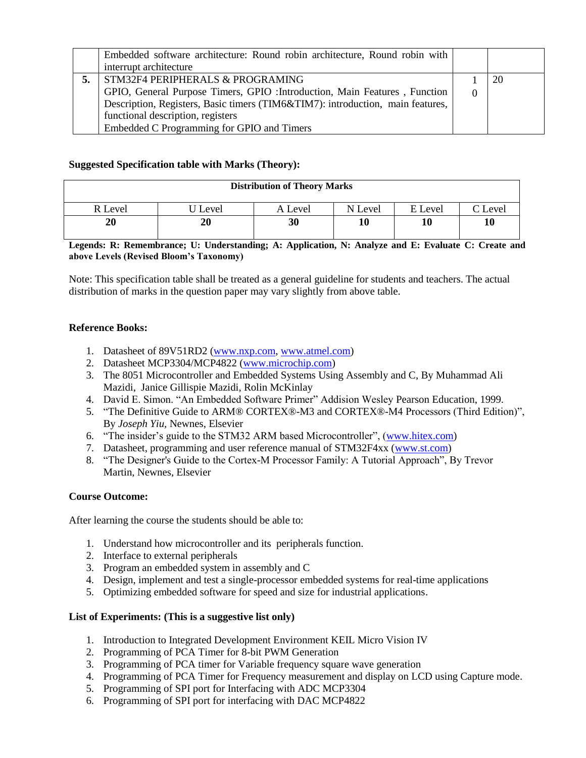|  | Embedded software architecture: Round robin architecture, Round robin with interrupt architecture |  |  |
|---|---|---|---|
| **5.** | STM32F4 PERIPHERALS & PROGRAMING<br>GPIO, General Purpose Timers, GPIO :Introduction, Main Features , Function Description, Registers, Basic timers (TIM6&TIM7): introduction, main features, functional description, registers<br>Embedded C Programming for GPIO and Timers | 10 | 20 |

**Suggested Specification table with Marks (Theory):**

| Distribution of Theory Marks | | | | | |
|---|---|---|---|---|---|
| R Level | U Level | A Level | N Level | E Level | C Level |
| **20** | **20** | **30** | **10** | **10** | **10** |

**Legends: R: Remembrance; U: Understanding; A: Application, N: Analyze and E: Evaluate C: Create and above Levels (Revised Bloom's Taxonomy)**

Note: This specification table shall be treated as a general guideline for students and teachers. The actual distribution of marks in the question paper may vary slightly from above table.

**Reference Books:**

1. Datasheet of 89V51RD2 (www.nxp.com, www.atmel.com)
2. Datasheet MCP3304/MCP4822 (www.microchip.com)
3. The 8051 Microcontroller and Embedded Systems Using Assembly and C, By Muhammad Ali Mazidi, Janice Gillispie Mazidi, Rolin McKinlay
4. David E. Simon. "An Embedded Software Primer" Addision Wesley Pearson Education, 1999.
5. "The Definitive Guide to ARM® CORTEX®-M3 and CORTEX®-M4 Processors (Third Edition)", By *Joseph Yiu,* Newnes, Elsevier
6. "The insider's guide to the STM32 ARM based Microcontroller", (www.hitex.com)
7. Datasheet, programming and user reference manual of STM32F4xx (www.st.com)
8. "The Designer's Guide to the Cortex-M Processor Family: A Tutorial Approach", By Trevor Martin, Newnes, Elsevier

**Course Outcome:**

After learning the course the students should be able to:

1. Understand how microcontroller and its peripherals function.
2. Interface to external peripherals
3. Program an embedded system in assembly and C
4. Design, implement and test a single-processor embedded systems for real-time applications
5. Optimizing embedded software for speed and size for industrial applications.

**List of Experiments: (This is a suggestive list only)**

1. Introduction to Integrated Development Environment KEIL Micro Vision IV
2. Programming of PCA Timer for 8-bit PWM Generation
3. Programming of PCA timer for Variable frequency square wave generation
4. Programming of PCA Timer for Frequency measurement and display on LCD using Capture mode.
5. Programming of SPI port for Interfacing with ADC MCP3304
6. Programming of SPI port for interfacing with DAC MCP4822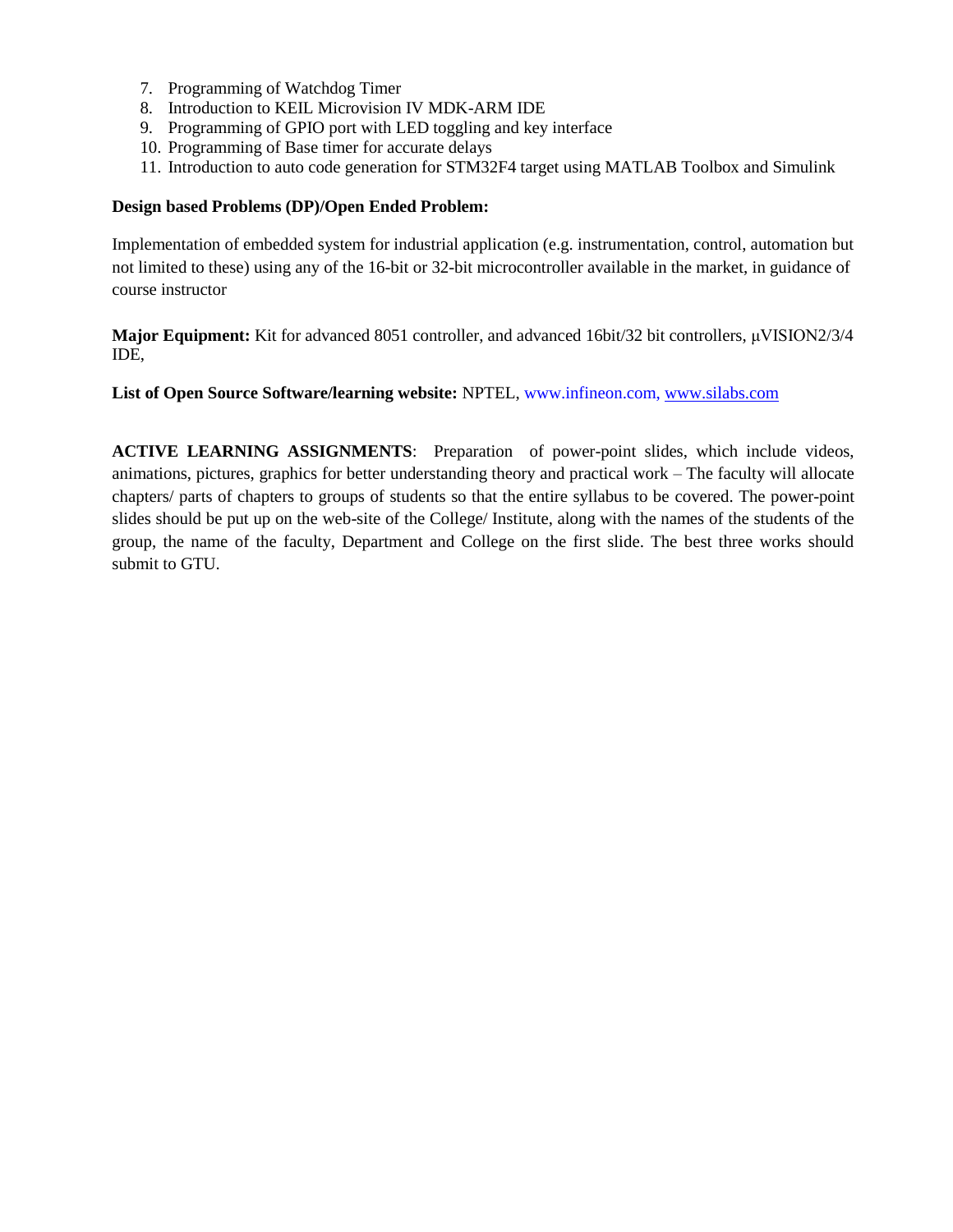7. Programming of Watchdog Timer
8. Introduction to KEIL Microvision IV MDK-ARM IDE
9. Programming of GPIO port with LED toggling and key interface
10. Programming of Base timer for accurate delays
11. Introduction to auto code generation for STM32F4 target using MATLAB Toolbox and Simulink

**Design based Problems (DP)/Open Ended Problem:**

Implementation of embedded system for industrial application (e.g. instrumentation, control, automation but not limited to these) using any of the 16-bit or 32-bit microcontroller available in the market, in guidance of course instructor

**Major Equipment:** Kit for advanced 8051 controller, and advanced 16bit/32 bit controllers, µVISION2/3/4 IDE,

**List of Open Source Software/learning website:** NPTEL, www.infineon.com, www.silabs.com

**ACTIVE LEARNING ASSIGNMENTS**: Preparation of power-point slides, which include videos, animations, pictures, graphics for better understanding theory and practical work – The faculty will allocate chapters/ parts of chapters to groups of students so that the entire syllabus to be covered. The power-point slides should be put up on the web-site of the College/ Institute, along with the names of the students of the group, the name of the faculty, Department and College on the first slide. The best three works should submit to GTU.